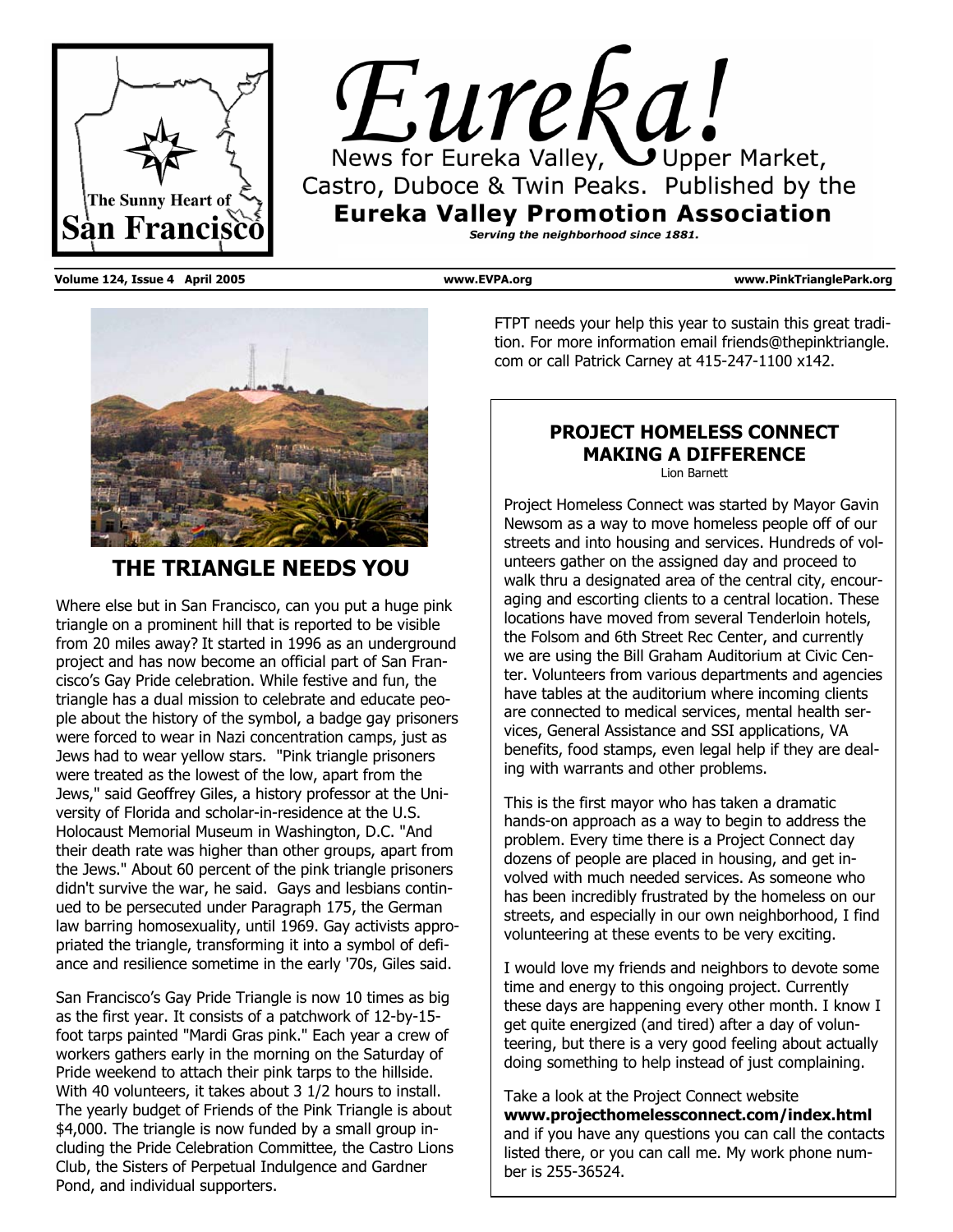# Eureka!

News for Eureka Valley, Upper Market, Castro, Duboce & Twin Peaks. Published by the **Eureka Valley Promotion Association**

***Serving the neighborhood since 1881.***

The Sunny Heart of San Francisco

**Volume 124, Issue 4 April 2005** **www.EVPA.org** **www.PinkTrianglePark.org**

## THE TRIANGLE NEEDS YOU

Where else but in San Francisco, can you put a huge pink triangle on a prominent hill that is reported to be visible from 20 miles away? It started in 1996 as an underground project and has now become an official part of San Francisco's Gay Pride celebration. While festive and fun, the triangle has a dual mission to celebrate and educate people about the history of the symbol, a badge gay prisoners were forced to wear in Nazi concentration camps, just as Jews had to wear yellow stars. "Pink triangle prisoners were treated as the lowest of the low, apart from the Jews," said Geoffrey Giles, a history professor at the University of Florida and scholar-in-residence at the U.S. Holocaust Memorial Museum in Washington, D.C. "And their death rate was higher than other groups, apart from the Jews." About 60 percent of the pink triangle prisoners didn't survive the war, he said. Gays and lesbians continued to be persecuted under Paragraph 175, the German law barring homosexuality, until 1969. Gay activists appropriated the triangle, transforming it into a symbol of defiance and resilience sometime in the early '70s, Giles said.

San Francisco's Gay Pride Triangle is now 10 times as big as the first year. It consists of a patchwork of 12-by-15-foot tarps painted "Mardi Gras pink." Each year a crew of workers gathers early in the morning on the Saturday of Pride weekend to attach their pink tarps to the hillside. With 40 volunteers, it takes about 3 1/2 hours to install. The yearly budget of Friends of the Pink Triangle is about $4,000. The triangle is now funded by a small group including the Pride Celebration Committee, the Castro Lions Club, the Sisters of Perpetual Indulgence and Gardner Pond, and individual supporters.

FTPT needs your help this year to sustain this great tradition. For more information email friends@thepinktriangle.com or call Patrick Carney at 415-247-1100 x142.

## PROJECT HOMELESS CONNECT MAKING A DIFFERENCE

Lion Barnett

Project Homeless Connect was started by Mayor Gavin Newsom as a way to move homeless people off of our streets and into housing and services. Hundreds of volunteers gather on the assigned day and proceed to walk thru a designated area of the central city, encouraging and escorting clients to a central location. These locations have moved from several Tenderloin hotels, the Folsom and 6th Street Rec Center, and currently we are using the Bill Graham Auditorium at Civic Center. Volunteers from various departments and agencies have tables at the auditorium where incoming clients are connected to medical services, mental health services, General Assistance and SSI applications, VA benefits, food stamps, even legal help if they are dealing with warrants and other problems.

This is the first mayor who has taken a dramatic hands-on approach as a way to begin to address the problem. Every time there is a Project Connect day dozens of people are placed in housing, and get involved with much needed services. As someone who has been incredibly frustrated by the homeless on our streets, and especially in our own neighborhood, I find volunteering at these events to be very exciting.

I would love my friends and neighbors to devote some time and energy to this ongoing project. Currently these days are happening every other month. I know I get quite energized (and tired) after a day of volunteering, but there is a very good feeling about actually doing something to help instead of just complaining.

Take a look at the Project Connect website **www.projecthomelessconnect.com/index.html** and if you have any questions you can call the contacts listed there, or you can call me. My work phone number is 255-36524.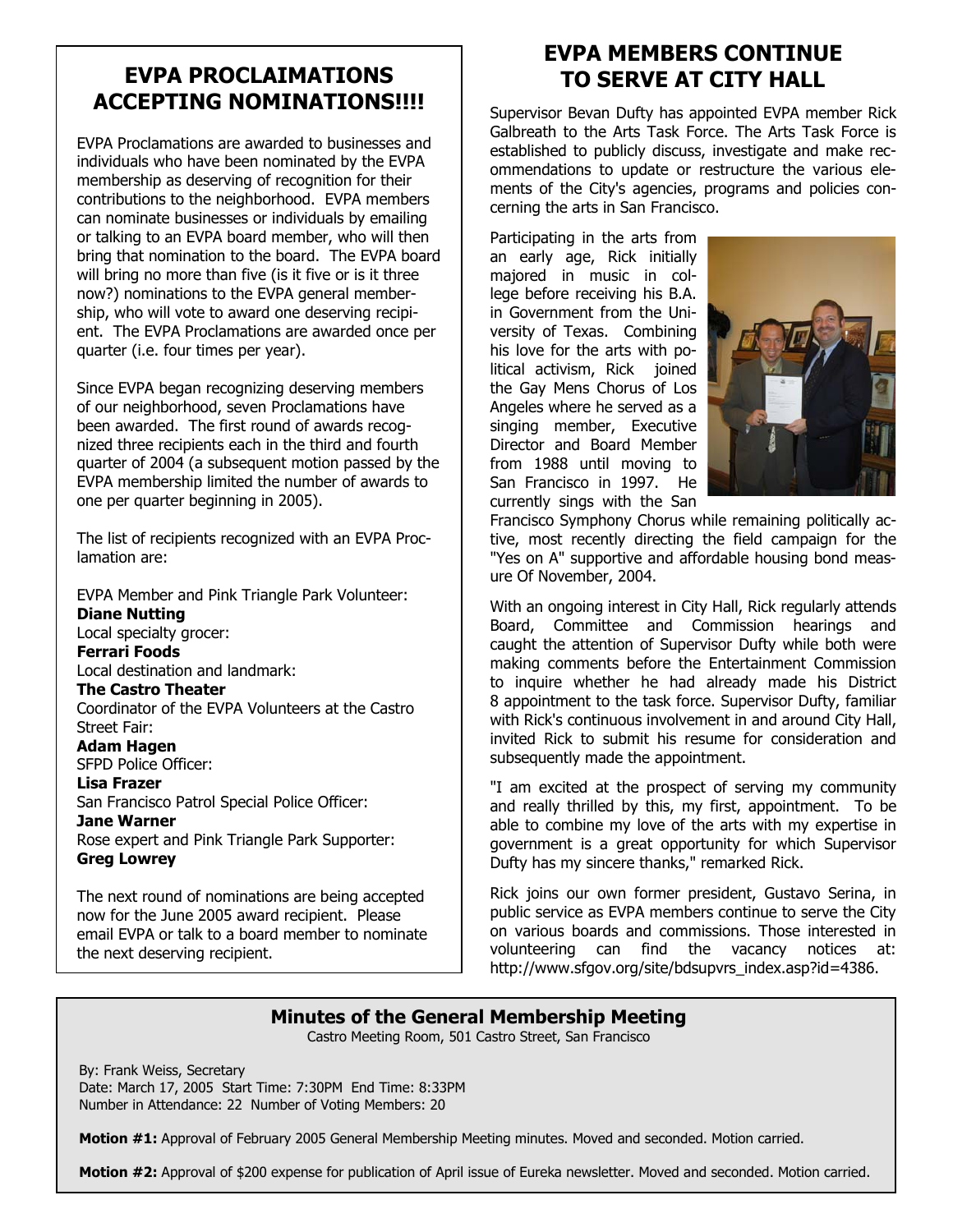## EVPA PROCLAIMATIONS ACCEPTING NOMINATIONS!!!!

EVPA Proclamations are awarded to businesses and individuals who have been nominated by the EVPA membership as deserving of recognition for their contributions to the neighborhood. EVPA members can nominate businesses or individuals by emailing or talking to an EVPA board member, who will then bring that nomination to the board. The EVPA board will bring no more than five (is it five or is it three now?) nominations to the EVPA general membership, who will vote to award one deserving recipient. The EVPA Proclamations are awarded once per quarter (i.e. four times per year).

Since EVPA began recognizing deserving members of our neighborhood, seven Proclamations have been awarded. The first round of awards recognized three recipients each in the third and fourth quarter of 2004 (a subsequent motion passed by the EVPA membership limited the number of awards to one per quarter beginning in 2005).

The list of recipients recognized with an EVPA Proclamation are:

EVPA Member and Pink Triangle Park Volunteer:
**Diane Nutting**
Local specialty grocer:
**Ferrari Foods**
Local destination and landmark:
**The Castro Theater**
Coordinator of the EVPA Volunteers at the Castro Street Fair:
**Adam Hagen**
SFPD Police Officer:
**Lisa Frazer**
San Francisco Patrol Special Police Officer:
**Jane Warner**
Rose expert and Pink Triangle Park Supporter:
**Greg Lowrey**

The next round of nominations are being accepted now for the June 2005 award recipient. Please email EVPA or talk to a board member to nominate the next deserving recipient.

## EVPA MEMBERS CONTINUE TO SERVE AT CITY HALL

Supervisor Bevan Dufty has appointed EVPA member Rick Galbreath to the Arts Task Force. The Arts Task Force is established to publicly discuss, investigate and make recommendations to update or restructure the various elements of the City's agencies, programs and policies concerning the arts in San Francisco.

Participating in the arts from an early age, Rick initially majored in music in college before receiving his B.A. in Government from the University of Texas. Combining his love for the arts with political activism, Rick joined the Gay Mens Chorus of Los Angeles where he served as a singing member, Executive Director and Board Member from 1988 until moving to San Francisco in 1997. He currently sings with the San Francisco Symphony Chorus while remaining politically active, most recently directing the field campaign for the "Yes on A" supportive and affordable housing bond measure Of November, 2004.

With an ongoing interest in City Hall, Rick regularly attends Board, Committee and Commission hearings and caught the attention of Supervisor Dufty while both were making comments before the Entertainment Commission to inquire whether he had already made his District 8 appointment to the task force. Supervisor Dufty, familiar with Rick's continuous involvement in and around City Hall, invited Rick to submit his resume for consideration and subsequently made the appointment.

"I am excited at the prospect of serving my community and really thrilled by this, my first, appointment. To be able to combine my love of the arts with my expertise in government is a great opportunity for which Supervisor Dufty has my sincere thanks," remarked Rick.

Rick joins our own former president, Gustavo Serina, in public service as EVPA members continue to serve the City on various boards and commissions. Those interested in volunteering can find the vacancy notices at: http://www.sfgov.org/site/bdsupvrs_index.asp?id=4386.

### Minutes of the General Membership Meeting

Castro Meeting Room, 501 Castro Street, San Francisco

By: Frank Weiss, Secretary
Date: March 17, 2005 Start Time: 7:30PM End Time: 8:33PM
Number in Attendance: 22 Number of Voting Members: 20

**Motion #1:** Approval of February 2005 General Membership Meeting minutes. Moved and seconded. Motion carried.

**Motion #2:** Approval of $200 expense for publication of April issue of Eureka newsletter. Moved and seconded. Motion carried.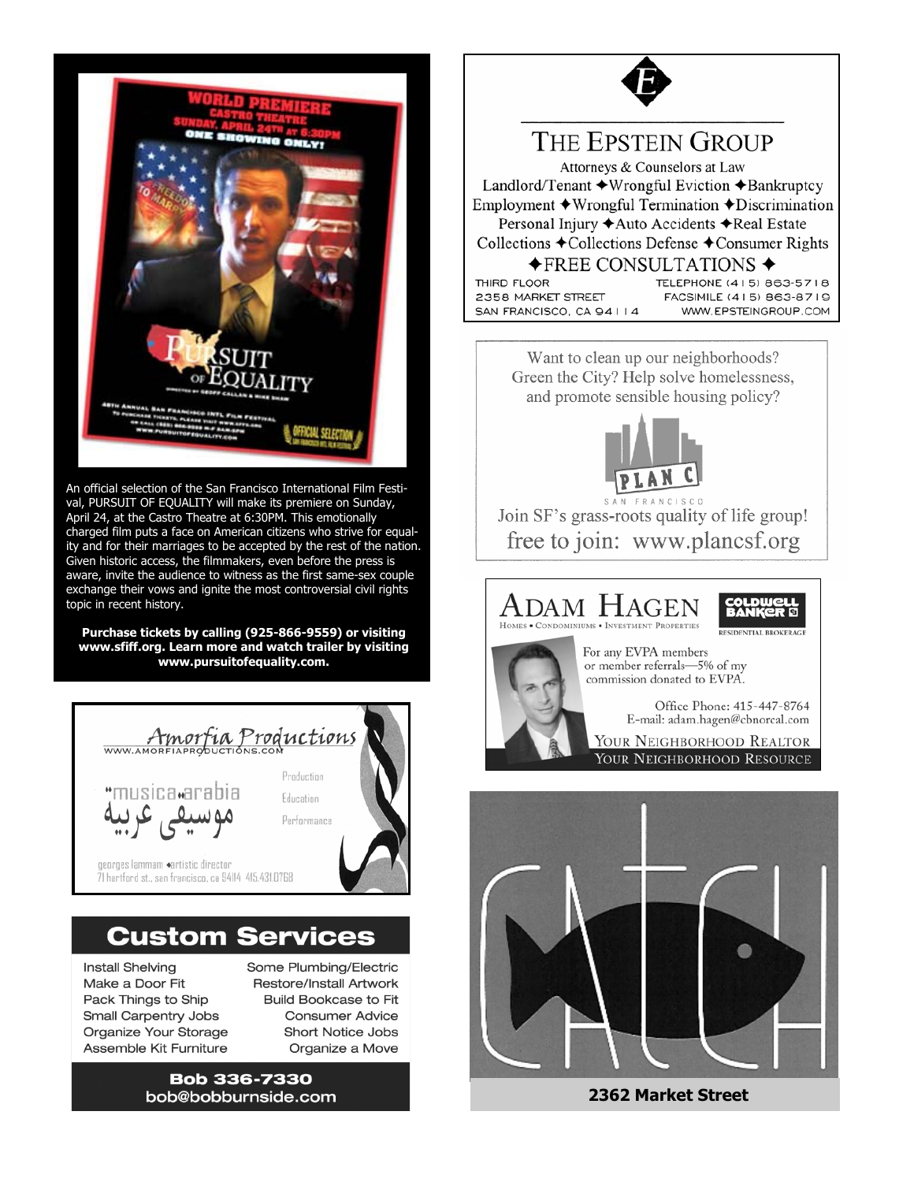WORLD PREMIERE
CASTRO THEATRE
SUNDAY, APRIL 24TH AT 6:30PM
ONE SHOWING ONLY!

PURSUIT OF EQUALITY

An official selection of the San Francisco International Film Festival, PURSUIT OF EQUALITY will make its premiere on Sunday, April 24, at the Castro Theatre at 6:30PM. This emotionally charged film puts a face on American citizens who strive for equality and for their marriages to be accepted by the rest of the nation. Given historic access, the filmmakers, even before the press is aware, invite the audience to witness as the first same-sex couple exchange their vows and ignite the most controversial civil rights topic in recent history.

**Purchase tickets by calling (925-866-9559) or visiting www.sfiff.org. Learn more and watch trailer by visiting www.pursuitofequality.com.**

---

## Amorfia Productions

WWW.AMORFIAPRODUCTIONS.COM

musica arabia
موسيقى عربية

Production
Education
Performance

georges lammam • artistic director
71 hartford st., san francisco, ca 94114 415.431.0768

---

## Custom Services

| | |
|---|---|
| Install Shelving | Some Plumbing/Electric |
| Make a Door Fit | Restore/Install Artwork |
| Pack Things to Ship | Build Bookcase to Fit |
| Small Carpentry Jobs | Consumer Advice |
| Organize Your Storage | Short Notice Jobs |
| Assemble Kit Furniture | Organize a Move |

**Bob 336-7330**
**bob@bobburnside.com**

---

## THE EPSTEIN GROUP

Attorneys & Counselors at Law

Landlord/Tenant ✦Wrongful Eviction ✦Bankruptcy
Employment ✦Wrongful Termination ✦Discrimination
Personal Injury ✦Auto Accidents ✦Real Estate
Collections ✦Collections Defense ✦Consumer Rights

✦FREE CONSULTATIONS ✦

THIRD FLOOR
2358 MARKET STREET
SAN FRANCISCO, CA 94114

TELEPHONE (415) 863-5718
FACSIMILE (415) 863-8719
WWW.EPSTEINGROUP.COM

---

Want to clean up our neighborhoods? Green the City? Help solve homelessness, and promote sensible housing policy?

PLAN C
SAN FRANCISCO

Join SF's grass-roots quality of life group!
free to join: www.plancsf.org

---

## ADAM HAGEN

HOMES • CONDOMINIUMS • INVESTMENT PROPERTIES

COLDWELL BANKER
RESIDENTIAL BROKERAGE

For any EVPA members or member referrals—5% of my commission donated to EVPA.

Office Phone: 415-447-8764
E-mail: adam.hagen@cbnorcal.com

YOUR NEIGHBORHOOD REALTOR
YOUR NEIGHBORHOOD RESOURCE

---

CATCH

**2362 Market Street**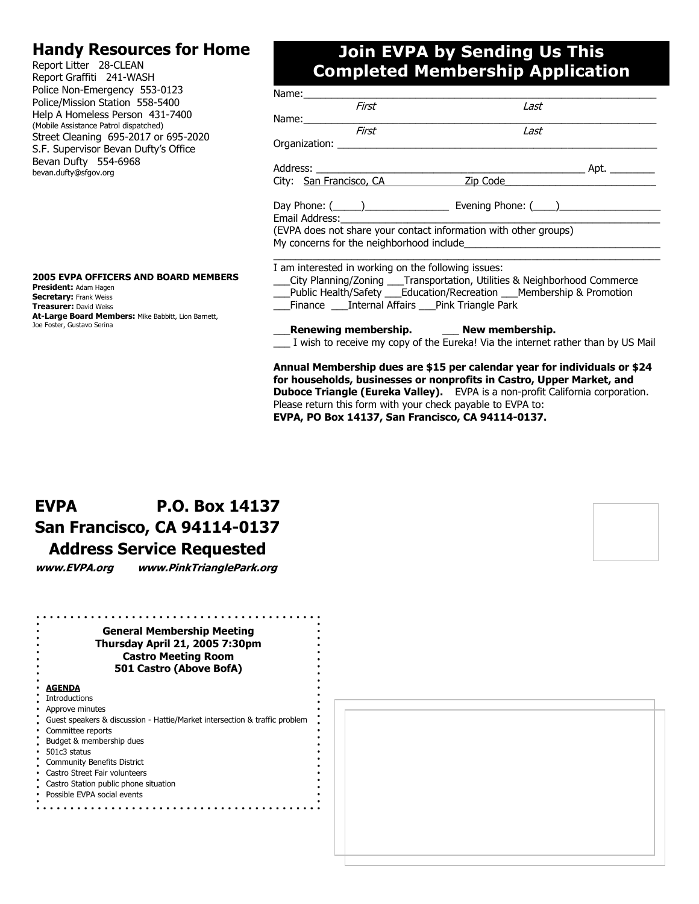## Handy Resources for Home

Report Litter 28-CLEAN
Report Graffiti 241-WASH
Police Non-Emergency 553-0123
Police/Mission Station 558-5400
Help A Homeless Person 431-7400
(Mobile Assistance Patrol dispatched)
Street Cleaning 695-2017 or 695-2020
S.F. Supervisor Bevan Dufty's Office
Bevan Dufty 554-6968
bevan.dufty@sfgov.org

**2005 EVPA OFFICERS AND BOARD MEMBERS**
**President:** Adam Hagen
**Secretary:** Frank Weiss
**Treasurer:** David Weiss
**At-Large Board Members:** Mike Babbitt, Lion Barnett, Joe Foster, Gustavo Serina

## Join EVPA by Sending Us This Completed Membership Application

Name:_______________________________________________
*First* *Last*
Name:_______________________________________________
*First* *Last*
Organization: _________________________________________

Address: ____________________________________ Apt. ________
City: San Francisco, CA Zip Code__________________________

Day Phone: (_____)_______________ Evening Phone: (____)_________________
Email Address:_________________________________________
(EVPA does not share your contact information with other groups)
My concerns for the neighborhood include__________________________________
_______________________________________________________________

I am interested in working on the following issues:
___City Planning/Zoning ___Transportation, Utilities & Neighborhood Commerce
___Public Health/Safety ___Education/Recreation ___Membership & Promotion
___Finance ___Internal Affairs ___Pink Triangle Park

___**Renewing membership.** ___ **New membership.**
___ I wish to receive my copy of the Eureka! Via the internet rather than by US Mail

**Annual Membership dues are $15 per calendar year for individuals or $24 for households, businesses or nonprofits in Castro, Upper Market, and Duboce Triangle (Eureka Valley).** EVPA is a non-profit California corporation. Please return this form with your check payable to EVPA to:
**EVPA, PO Box 14137, San Francisco, CA 94114-0137.**

## EVPA P.O. Box 14137
## San Francisco, CA 94114-0137
## Address Service Requested

***www.EVPA.org*** ***www.PinkTrianglePark.org***

**General Membership Meeting**
**Thursday April 21, 2005 7:30pm**
**Castro Meeting Room**
**501 Castro (Above BofA)**

**AGENDA**

- Introductions
- Approve minutes
- Guest speakers & discussion - Hattie/Market intersection & traffic problem
- Committee reports
- Budget & membership dues
- 501c3 status
- Community Benefits District
- Castro Street Fair volunteers
- Castro Station public phone situation
- Possible EVPA social events